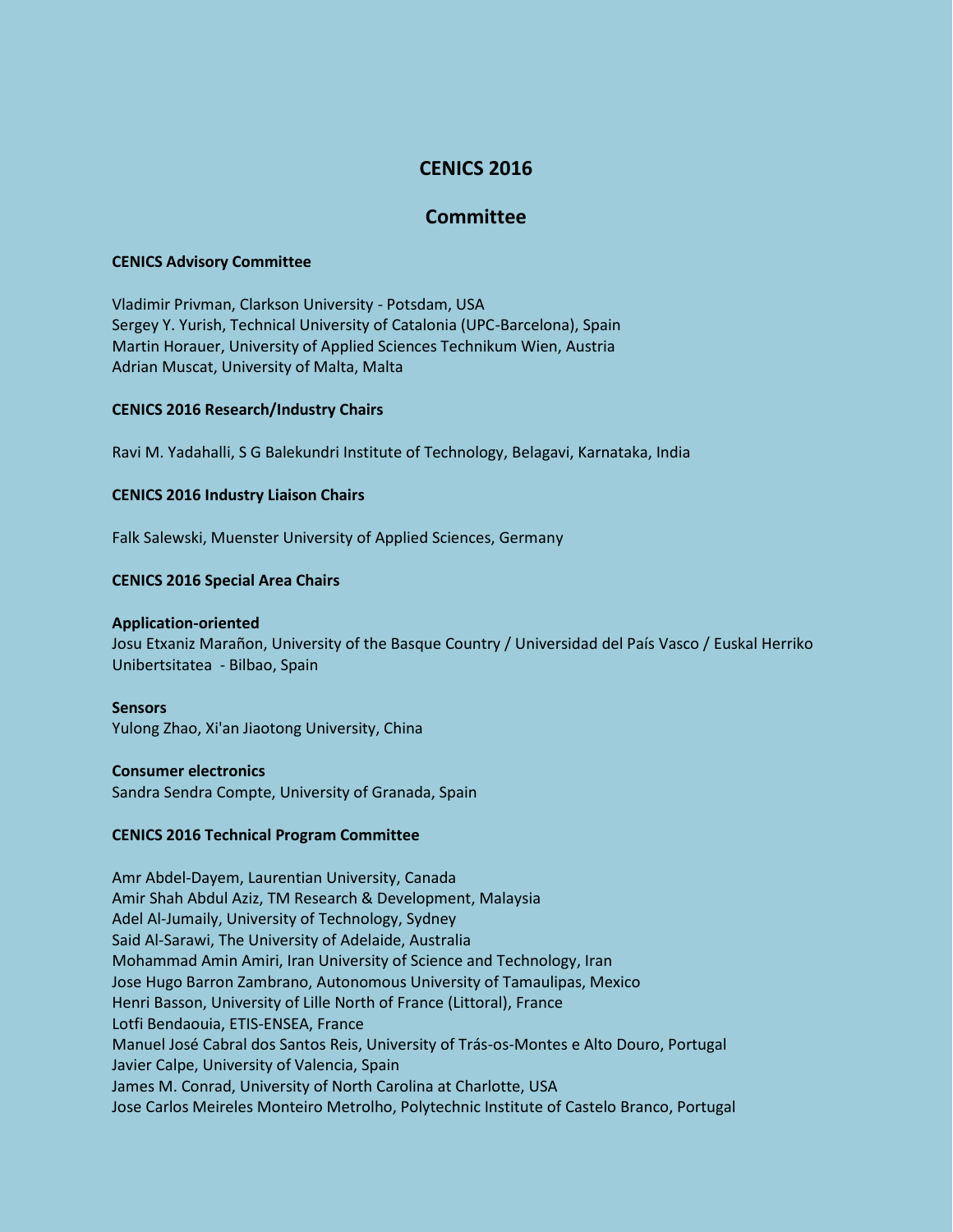# CENICS 2016

## Committee

### CENICS Advisory Committee

Vladimir Privman, Clarkson University - Potsdam, USA
Sergey Y. Yurish, Technical University of Catalonia (UPC-Barcelona), Spain
Martin Horauer, University of Applied Sciences Technikum Wien, Austria
Adrian Muscat, University of Malta, Malta

### CENICS 2016 Research/Industry Chairs

Ravi M. Yadahalli, S G Balekundri Institute of Technology, Belagavi, Karnataka, India

### CENICS 2016 Industry Liaison Chairs

Falk Salewski, Muenster University of Applied Sciences, Germany

### CENICS 2016 Special Area Chairs

**Application-oriented**
Josu Etxaniz Marañon, University of the Basque Country / Universidad del País Vasco / Euskal Herriko Unibertsitatea - Bilbao, Spain

**Sensors**
Yulong Zhao, Xi'an Jiaotong University, China

**Consumer electronics**
Sandra Sendra Compte, University of Granada, Spain

### CENICS 2016 Technical Program Committee

Amr Abdel-Dayem, Laurentian University, Canada
Amir Shah Abdul Aziz, TM Research & Development, Malaysia
Adel Al-Jumaily, University of Technology, Sydney
Said Al-Sarawi, The University of Adelaide, Australia
Mohammad Amin Amiri, Iran University of Science and Technology, Iran
Jose Hugo Barron Zambrano, Autonomous University of Tamaulipas, Mexico
Henri Basson, University of Lille North of France (Littoral), France
Lotfi Bendaouia, ETIS-ENSEA, France
Manuel José Cabral dos Santos Reis, University of Trás-os-Montes e Alto Douro, Portugal
Javier Calpe, University of Valencia, Spain
James M. Conrad, University of North Carolina at Charlotte, USA
Jose Carlos Meireles Monteiro Metrolho, Polytechnic Institute of Castelo Branco, Portugal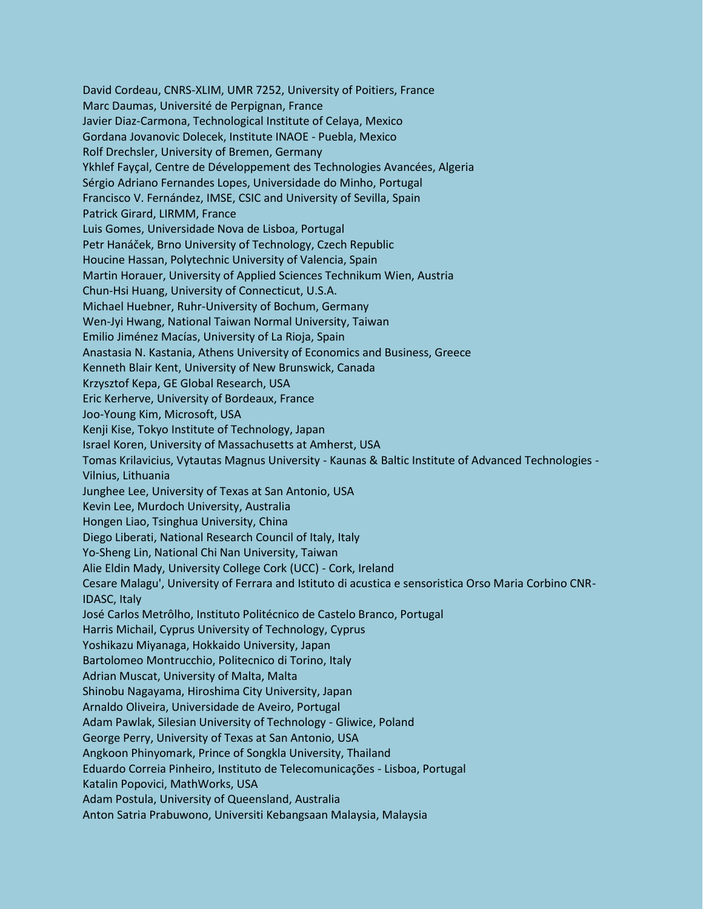David Cordeau, CNRS-XLIM, UMR 7252, University of Poitiers, France
Marc Daumas, Université de Perpignan, France
Javier Diaz-Carmona, Technological Institute of Celaya, Mexico
Gordana Jovanovic Dolecek, Institute INAOE - Puebla, Mexico
Rolf Drechsler, University of Bremen, Germany
Ykhlef Fayçal, Centre de Développement des Technologies Avancées, Algeria
Sérgio Adriano Fernandes Lopes, Universidade do Minho, Portugal
Francisco V. Fernández, IMSE, CSIC and University of Sevilla, Spain
Patrick Girard, LIRMM, France
Luis Gomes, Universidade Nova de Lisboa, Portugal
Petr Hanáček, Brno University of Technology, Czech Republic
Houcine Hassan, Polytechnic University of Valencia, Spain
Martin Horauer, University of Applied Sciences Technikum Wien, Austria
Chun-Hsi Huang, University of Connecticut, U.S.A.
Michael Huebner, Ruhr-University of Bochum, Germany
Wen-Jyi Hwang, National Taiwan Normal University, Taiwan
Emilio Jiménez Macías, University of La Rioja, Spain
Anastasia N. Kastania, Athens University of Economics and Business, Greece
Kenneth Blair Kent, University of New Brunswick, Canada
Krzysztof Kepa, GE Global Research, USA
Eric Kerherve, University of Bordeaux, France
Joo-Young Kim, Microsoft, USA
Kenji Kise, Tokyo Institute of Technology, Japan
Israel Koren, University of Massachusetts at Amherst, USA
Tomas Krilavicius, Vytautas Magnus University - Kaunas & Baltic Institute of Advanced Technologies - Vilnius, Lithuania
Junghee Lee, University of Texas at San Antonio, USA
Kevin Lee, Murdoch University, Australia
Hongen Liao, Tsinghua University, China
Diego Liberati, National Research Council of Italy, Italy
Yo-Sheng Lin, National Chi Nan University, Taiwan
Alie Eldin Mady, University College Cork (UCC) - Cork, Ireland
Cesare Malagu', University of Ferrara and Istituto di acustica e sensoristica Orso Maria Corbino CNR-IDASC, Italy
José Carlos Metrôlho, Instituto Politécnico de Castelo Branco, Portugal
Harris Michail, Cyprus University of Technology, Cyprus
Yoshikazu Miyanaga, Hokkaido University, Japan
Bartolomeo Montrucchio, Politecnico di Torino, Italy
Adrian Muscat, University of Malta, Malta
Shinobu Nagayama, Hiroshima City University, Japan
Arnaldo Oliveira, Universidade de Aveiro, Portugal
Adam Pawlak, Silesian University of Technology - Gliwice, Poland
George Perry, University of Texas at San Antonio, USA
Angkoon Phinyomark, Prince of Songkla University, Thailand
Eduardo Correia Pinheiro, Instituto de Telecomunicações - Lisboa, Portugal
Katalin Popovici, MathWorks, USA
Adam Postula, University of Queensland, Australia
Anton Satria Prabuwono, Universiti Kebangsaan Malaysia, Malaysia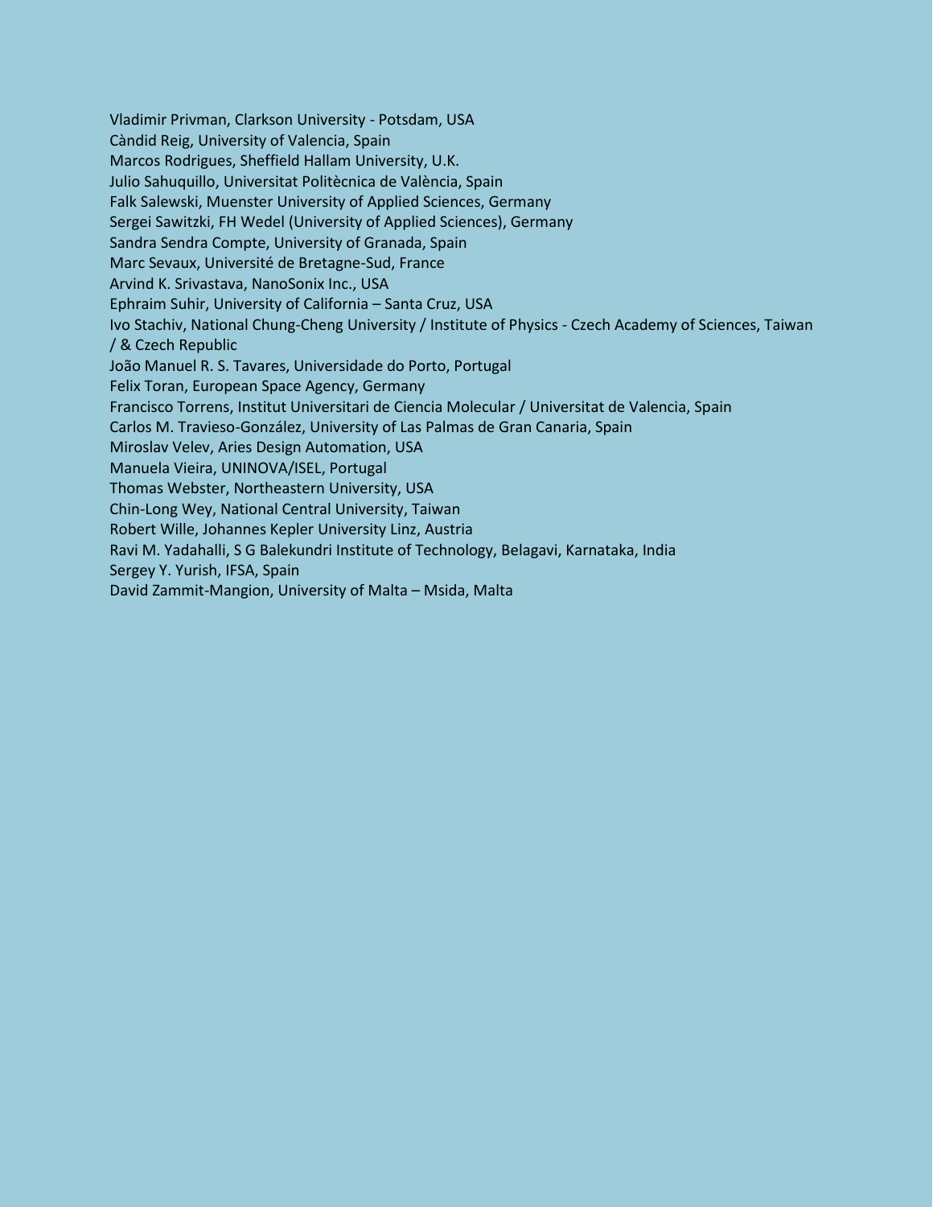Vladimir Privman, Clarkson University - Potsdam, USA
Càndid Reig, University of Valencia, Spain
Marcos Rodrigues, Sheffield Hallam University, U.K.
Julio Sahuquillo, Universitat Politècnica de València, Spain
Falk Salewski, Muenster University of Applied Sciences, Germany
Sergei Sawitzki, FH Wedel (University of Applied Sciences), Germany
Sandra Sendra Compte, University of Granada, Spain
Marc Sevaux, Université de Bretagne-Sud, France
Arvind K. Srivastava, NanoSonix Inc., USA
Ephraim Suhir, University of California – Santa Cruz, USA
Ivo Stachiv, National Chung-Cheng University / Institute of Physics - Czech Academy of Sciences, Taiwan / & Czech Republic
João Manuel R. S. Tavares, Universidade do Porto, Portugal
Felix Toran, European Space Agency, Germany
Francisco Torrens, Institut Universitari de Ciencia Molecular / Universitat de Valencia, Spain
Carlos M. Travieso-González, University of Las Palmas de Gran Canaria, Spain
Miroslav Velev, Aries Design Automation, USA
Manuela Vieira, UNINOVA/ISEL, Portugal
Thomas Webster, Northeastern University, USA
Chin-Long Wey, National Central University, Taiwan
Robert Wille, Johannes Kepler University Linz, Austria
Ravi M. Yadahalli, S G Balekundri Institute of Technology, Belagavi, Karnataka, India
Sergey Y. Yurish, IFSA, Spain
David Zammit-Mangion, University of Malta – Msida, Malta